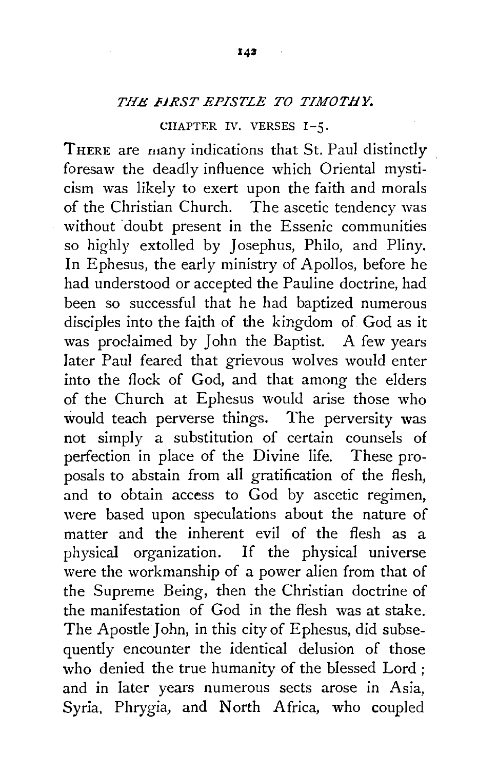## *THE FIRST EPISTLE TO TIMOTHY.*

### CHAPTER IV. VERSES 1–5.

THERE are many indications that St. Paul distinctly foresaw the deadly influence which Oriental mysticism was likely to exert upon the faith and morals of the Christian Church. The ascetic tendency was without doubt present in the Essenic communities so highly extolled by Josephus, Philo, and Pliny. In Ephesus, the early ministry of Apollos, before he had understood or accepted the Pauline doctrine, had been so successful that he had baptized numerous disciples into the faith of the kingdom of God as it was proclaimed by John the Baptist. A few years later Paul feared that grievous wolves would enter into the flock of God, and that among the elders of the Church at Ephesus would arise those who would teach perverse things. The perversity was not simply a substitution of certain counsels of perfection in place of the Divine life. These proposals to abstain from all gratification of the flesh, and to obtain access to God by ascetic regimen, were based upon speculations about the nature of matter and the inherent evil of the flesh as a physical organization. If the physical universe were the workmanship of a power alien from that of the Supreme Being, then the Christian doctrine of the manifestation of God in the flesh was at stake. The Apostle John, in this city of Ephesus, did subsequently encounter the identical delusion of those who denied the true humanity of the blessed Lord; and in later years numerous sects arose in Asia, Syria, Phrygia, and North Africa, who coupled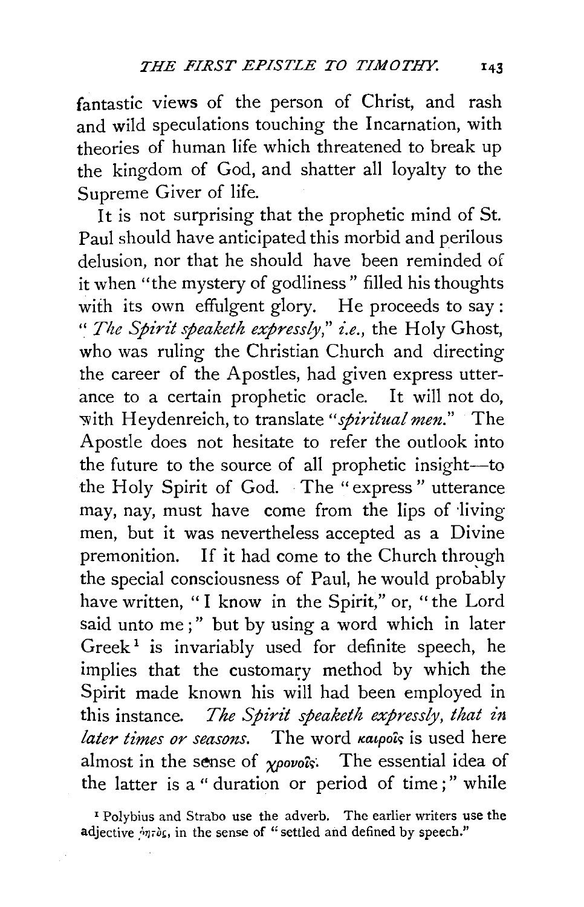fantastic views of the person of Christ, and rash and wild speculations touching the Incarnation, with theories of human life which threatened to break up the kingdom of God, and shatter all loyalty to the Supreme Giver of life.

It is not surprising that the prophetic mind of St. Paul should have anticipated this morbid and perilous delusion, nor that he should have been reminded of it when "the mystery of godliness" filled his thoughts with its own effulgent glory. He proceeds to say: "*The Spirit speaketh expressly*," *i.e.*, the Holy Ghost, who was ruling the Christian Church and directing the career of the Apostles, had given express utterance to a certain prophetic oracle. It will not do, with Heydenreich, to translate "*spiritual men*." The Apostle does not hesitate to refer the outlook into the future to the source of all prophetic insight—to the Holy Spirit of God. The "express" utterance may, nay, must have come from the lips of living men, but it was nevertheless accepted as a Divine premonition. If it had come to the Church through the special consciousness of Paul, he would probably have written, "I know in the Spirit," or, "the Lord said unto me;" but by using a word which in later Greek[1] is invariably used for definite speech, he implies that the customary method by which the Spirit made known his will had been employed in this instance. *The Spirit speaketh expressly, that in later times or seasons.* The word καιροῖς is used here almost in the sense of χρονοῖς. The essential idea of the latter is a "duration or period of time;" while

[1] Polybius and Strabo use the adverb. The earlier writers use the adjective ῥητός, in the sense of "settled and defined by speech."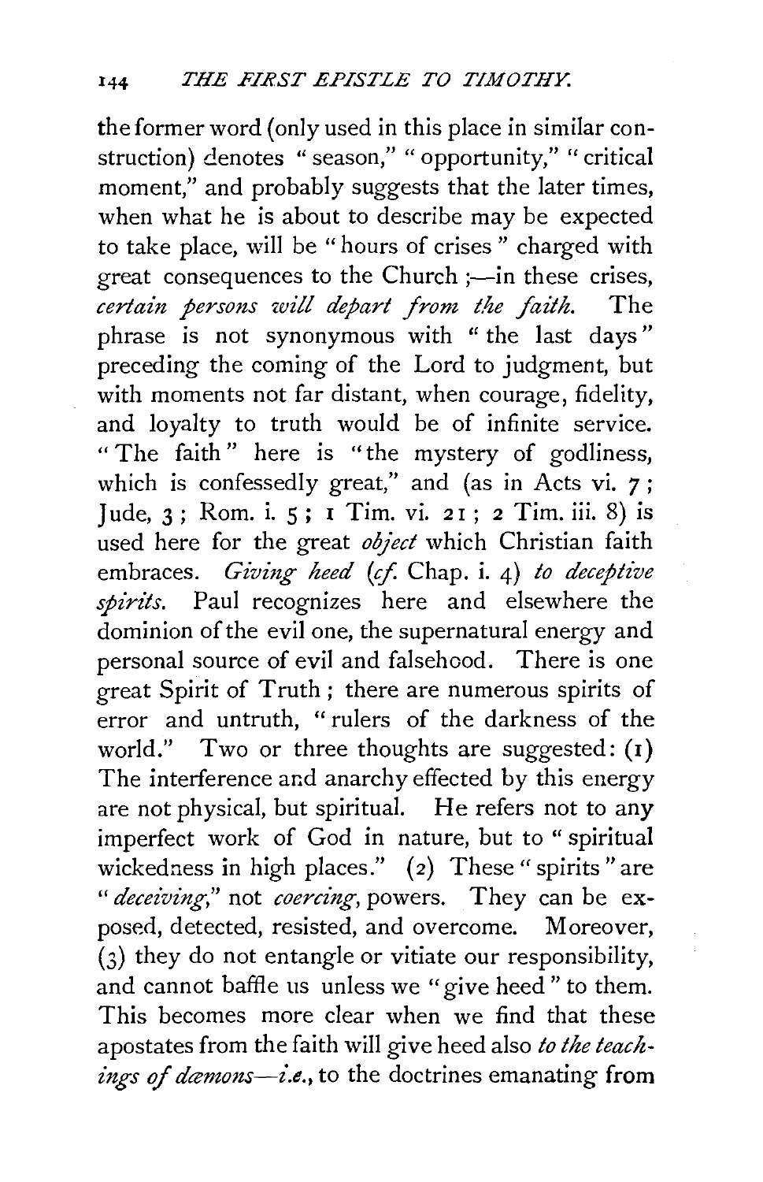the former word (only used in this place in similar construction) denotes "season," "opportunity," "critical moment," and probably suggests that the later times, when what he is about to describe may be expected to take place, will be "hours of crises" charged with great consequences to the Church ;—in these crises, *certain persons will depart from the faith.* The phrase is not synonymous with "the last days" preceding the coming of the Lord to judgment, but with moments not far distant, when courage, fidelity, and loyalty to truth would be of infinite service. "The faith" here is "the mystery of godliness, which is confessedly great," and (as in Acts vi. 7; Jude, 3; Rom. i. 5; 1 Tim. vi. 21; 2 Tim. iii. 8) is used here for the great *object* which Christian faith embraces. *Giving heed* (*cf.* Chap. i. 4) *to deceptive spirits.* Paul recognizes here and elsewhere the dominion of the evil one, the supernatural energy and personal source of evil and falsehood. There is one great Spirit of Truth; there are numerous spirits of error and untruth, "rulers of the darkness of the world." Two or three thoughts are suggested: (1) The interference and anarchy effected by this energy are not physical, but spiritual. He refers not to any imperfect work of God in nature, but to "spiritual wickedness in high places." (2) These "spirits" are "*deceiving,*" not *coercing*, powers. They can be exposed, detected, resisted, and overcome. Moreover, (3) they do not entangle or vitiate our responsibility, and cannot baffle us unless we "give heed" to them. This becomes more clear when we find that these apostates from the faith will give heed also *to the teachings of dæmons—i.e.*, to the doctrines emanating from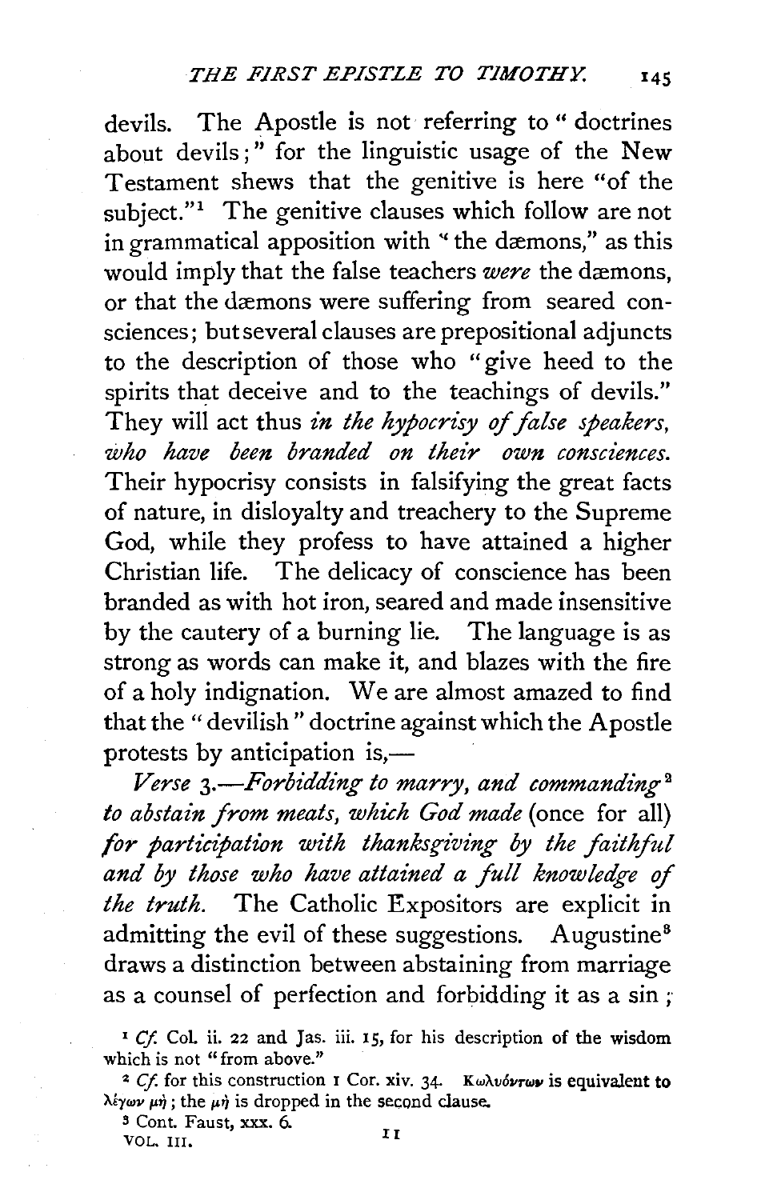devils. The Apostle is not referring to "doctrines about devils;" for the linguistic usage of the New Testament shews that the genitive is here "of the subject."[1] The genitive clauses which follow are not in grammatical apposition with "the dæmons," as this would imply that the false teachers *were* the dæmons, or that the dæmons were suffering from seared consciences; but several clauses are prepositional adjuncts to the description of those who "give heed to the spirits that deceive and to the teachings of devils." They will act thus *in the hypocrisy of false speakers, who have been branded on their own consciences.* Their hypocrisy consists in falsifying the great facts of nature, in disloyalty and treachery to the Supreme God, while they profess to have attained a higher Christian life. The delicacy of conscience has been branded as with hot iron, seared and made insensitive by the cautery of a burning lie. The language is as strong as words can make it, and blazes with the fire of a holy indignation. We are almost amazed to find that the "devilish" doctrine against which the Apostle protests by anticipation is,—

*Verse 3.—Forbidding to marry, and commanding*[2] *to abstain from meats, which God made* (once for all) *for participation with thanksgiving by the faithful and by those who have attained a full knowledge of the truth.* The Catholic Expositors are explicit in admitting the evil of these suggestions. Augustine[3] draws a distinction between abstaining from marriage as a counsel of perfection and forbidding it as a sin;

[1] *Cf.* Col. ii. 22 and Jas. iii. 15, for his description of the wisdom which is not "from above."

[2] *Cf.* for this construction 1 Cor. xiv. 34. Κωλυόντων is equivalent to λέγων μή; the μή is dropped in the second clause.

[3] Cont. Faust, xxx. 6.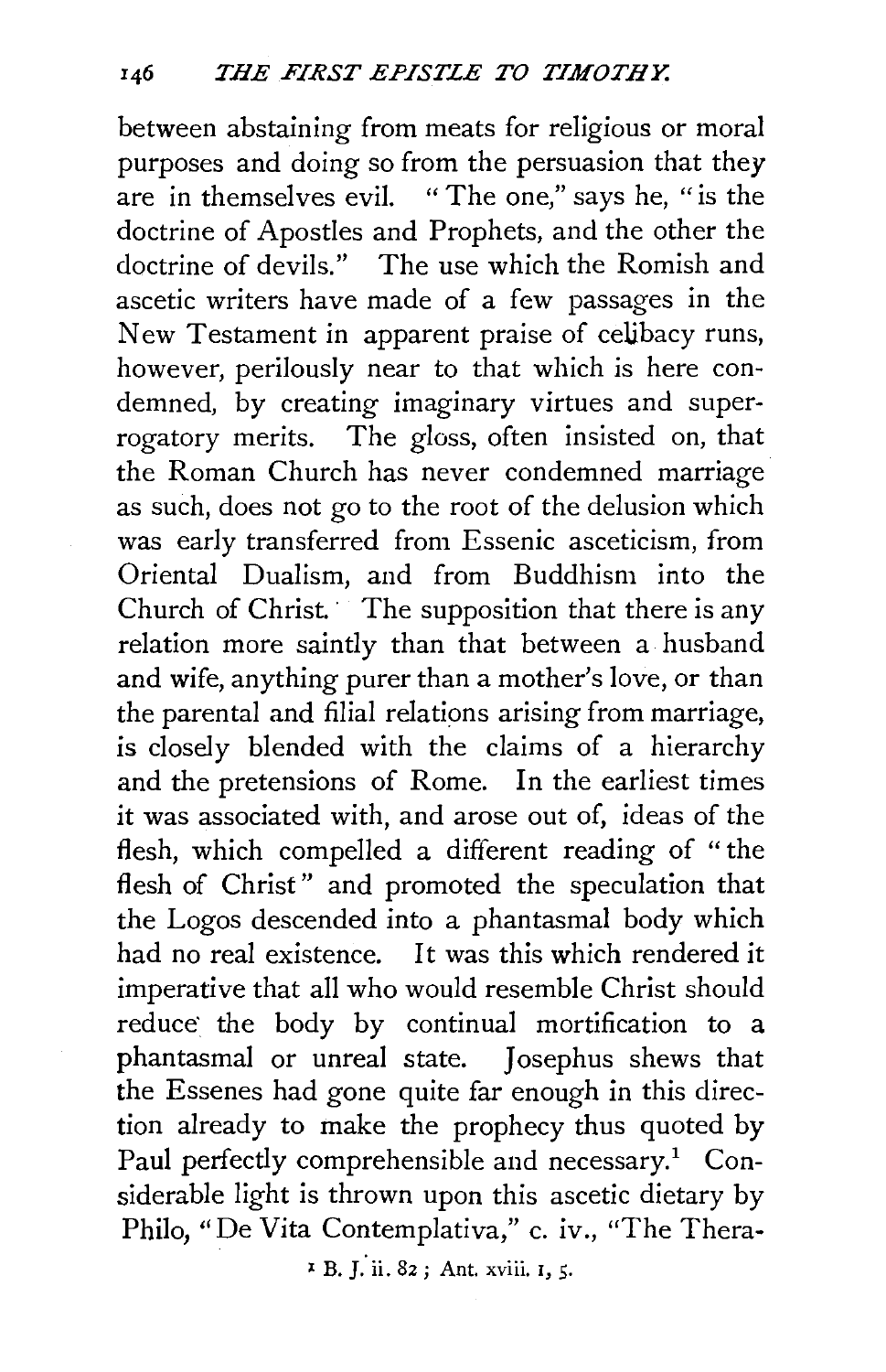between abstaining from meats for religious or moral purposes and doing so from the persuasion that they are in themselves evil. "The one," says he, "is the doctrine of Apostles and Prophets, and the other the doctrine of devils." The use which the Romish and ascetic writers have made of a few passages in the New Testament in apparent praise of celibacy runs, however, perilously near to that which is here condemned, by creating imaginary virtues and supererogatory merits. The gloss, often insisted on, that the Roman Church has never condemned marriage as such, does not go to the root of the delusion which was early transferred from Essenic asceticism, from Oriental Dualism, and from Buddhism into the Church of Christ. The supposition that there is any relation more saintly than that between a husband and wife, anything purer than a mother's love, or than the parental and filial relations arising from marriage, is closely blended with the claims of a hierarchy and the pretensions of Rome. In the earliest times it was associated with, and arose out of, ideas of the flesh, which compelled a different reading of "the flesh of Christ" and promoted the speculation that the Logos descended into a phantasmal body which had no real existence. It was this which rendered it imperative that all who would resemble Christ should reduce the body by continual mortification to a phantasmal or unreal state. Josephus shews that the Essenes had gone quite far enough in this direction already to make the prophecy thus quoted by Paul perfectly comprehensible and necessary.[1] Considerable light is thrown upon this ascetic dietary by Philo, "De Vita Contemplativa," c. iv., "The Thera-

[1] B. J. ii. 82; Ant. xviii. 1, 5.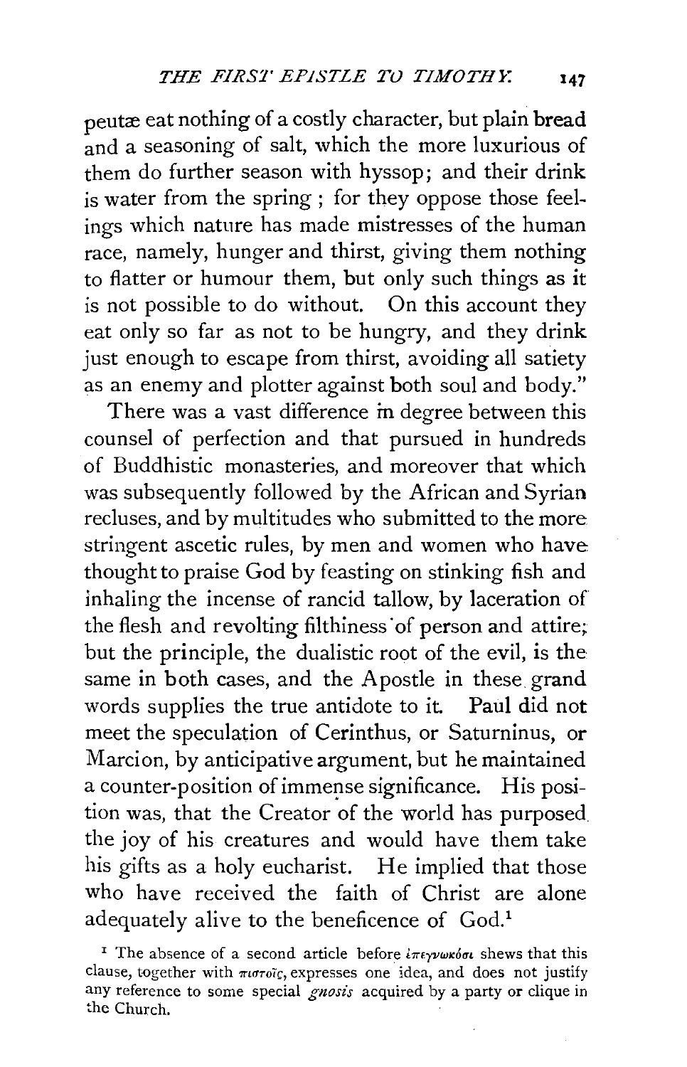peutæ eat nothing of a costly character, but plain bread and a seasoning of salt, which the more luxurious of them do further season with hyssop; and their drink is water from the spring; for they oppose those feelings which nature has made mistresses of the human race, namely, hunger and thirst, giving them nothing to flatter or humour them, but only such things as it is not possible to do without. On this account they eat only so far as not to be hungry, and they drink just enough to escape from thirst, avoiding all satiety as an enemy and plotter against both soul and body."

There was a vast difference in degree between this counsel of perfection and that pursued in hundreds of Buddhistic monasteries, and moreover that which was subsequently followed by the African and Syrian recluses, and by multitudes who submitted to the more stringent ascetic rules, by men and women who have thought to praise God by feasting on stinking fish and inhaling the incense of rancid tallow, by laceration of the flesh and revolting filthiness of person and attire; but the principle, the dualistic root of the evil, is the same in both cases, and the Apostle in these grand words supplies the true antidote to it. Paul did not meet the speculation of Cerinthus, or Saturninus, or Marcion, by anticipative argument, but he maintained a counter-position of immense significance. His position was, that the Creator of the world has purposed the joy of his creatures and would have them take his gifts as a holy eucharist. He implied that those who have received the faith of Christ are alone adequately alive to the beneficence of God.[1]

[1] The absence of a second article before ἐπεγνωκόσι shews that this clause, together with πιστοῖς, expresses one idea, and does not justify any reference to some special *gnosis* acquired by a party or clique in the Church.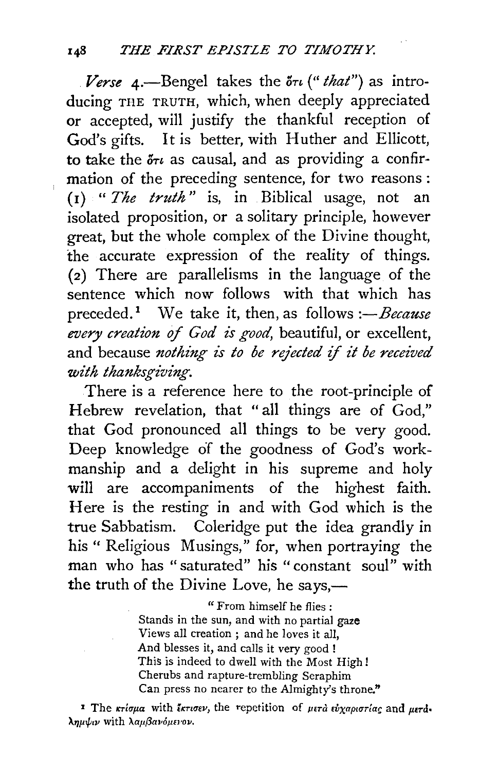*Verse* 4.—Bengel takes the ὅτι ("*that*") as introducing THE TRUTH, which, when deeply appreciated or accepted, will justify the thankful reception of God's gifts. It is better, with Huther and Ellicott, to take the ὅτι as causal, and as providing a confirmation of the preceding sentence, for two reasons: (1) "*The truth*" is, in Biblical usage, not an isolated proposition, or a solitary principle, however great, but the whole complex of the Divine thought, the accurate expression of the reality of things. (2) There are parallelisms in the language of the sentence which now follows with that which has preceded.[1] We take it, then, as follows:—*Because every creation of God is good*, beautiful, or excellent, and because *nothing is to be rejected if it be received with thanksgiving*.

There is a reference here to the root-principle of Hebrew revelation, that "all things are of God," that God pronounced all things to be very good. Deep knowledge of the goodness of God's workmanship and a delight in his supreme and holy will are accompaniments of the highest faith. Here is the resting in and with God which is the true Sabbatism. Coleridge put the idea grandly in his "Religious Musings," for, when portraying the man who has "saturated" his "constant soul" with the truth of the Divine Love, he says,—

> "From himself he flies:
> Stands in the sun, and with no partial gaze
> Views all creation; and he loves it all,
> And blesses it, and calls it very good!
> This is indeed to dwell with the Most High!
> Cherubs and rapture-trembling Seraphim
> Can press no nearer to the Almighty's throne."

[1] The κτίσμα with ἔκτισεν, the repetition of μετὰ εὐχαριστίας and μετάληψιν with λαμβανόμενον.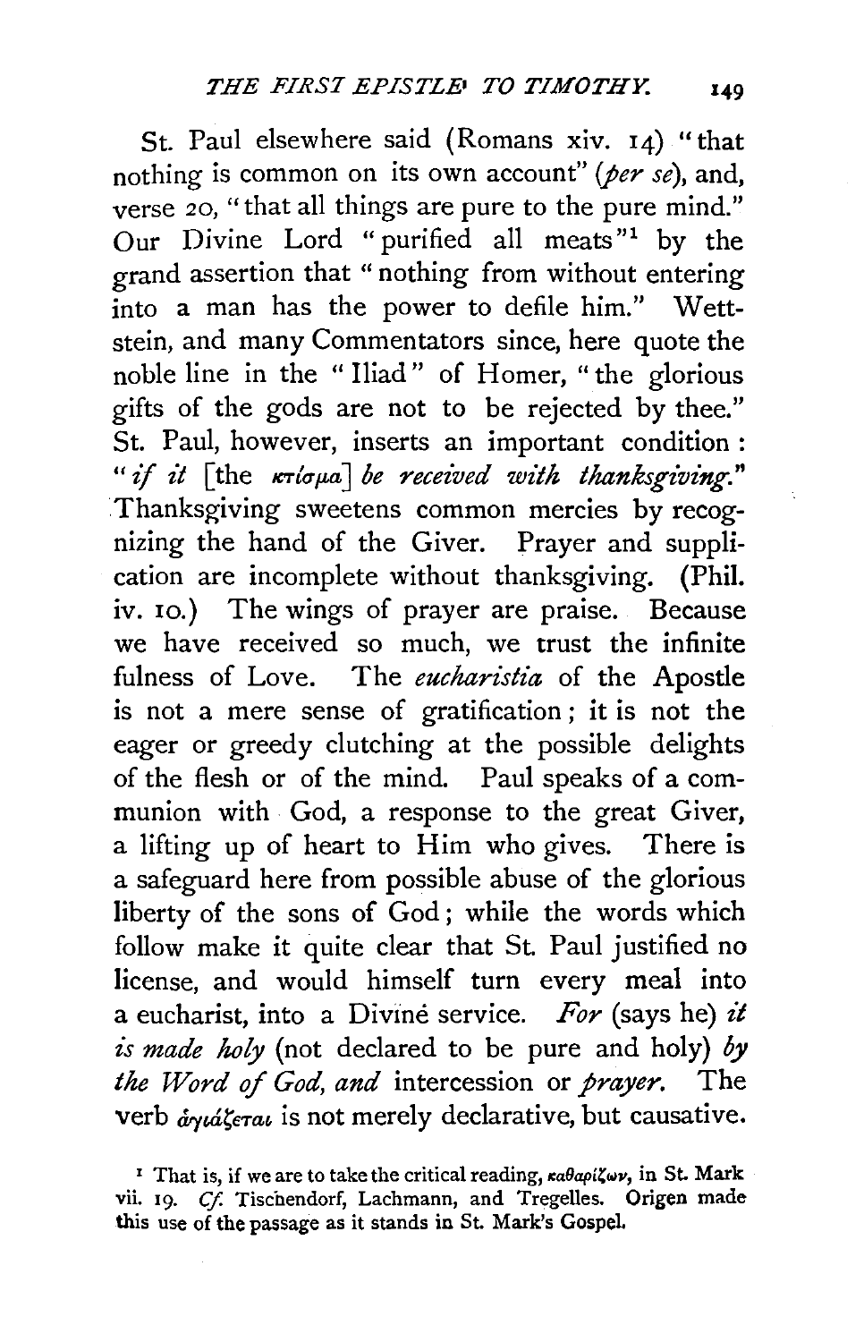St. Paul elsewhere said (Romans xiv. 14) "that nothing is common on its own account" (*per se*), and, verse 20, "that all things are pure to the pure mind." Our Divine Lord "purified all meats"[1] by the grand assertion that "nothing from without entering into a man has the power to defile him." Wettstein, and many Commentators since, here quote the noble line in the "Iliad" of Homer, "the glorious gifts of the gods are not to be rejected by thee." St. Paul, however, inserts an important condition: "*if it* [the κτίσμα] *be received with thanksgiving.*" Thanksgiving sweetens common mercies by recognizing the hand of the Giver. Prayer and supplication are incomplete without thanksgiving. (Phil. iv. 10.) The wings of prayer are praise. Because we have received so much, we trust the infinite fulness of Love. The *eucharistia* of the Apostle is not a mere sense of gratification; it is not the eager or greedy clutching at the possible delights of the flesh or of the mind. Paul speaks of a communion with God, a response to the great Giver, a lifting up of heart to Him who gives. There is a safeguard here from possible abuse of the glorious liberty of the sons of God; while the words which follow make it quite clear that St. Paul justified no license, and would himself turn every meal into a eucharist, into a Divine service. *For* (says he) *it is made holy* (not declared to be pure and holy) *by the Word of God, and* intercession or *prayer*. The verb ἁγιάζεται is not merely declarative, but causative.

[1] That is, if we are to take the critical reading, καθαρίζων, in St. Mark vii. 19. *Cf.* Tischendorf, Lachmann, and Tregelles. Origen made this use of the passage as it stands in St. Mark's Gospel.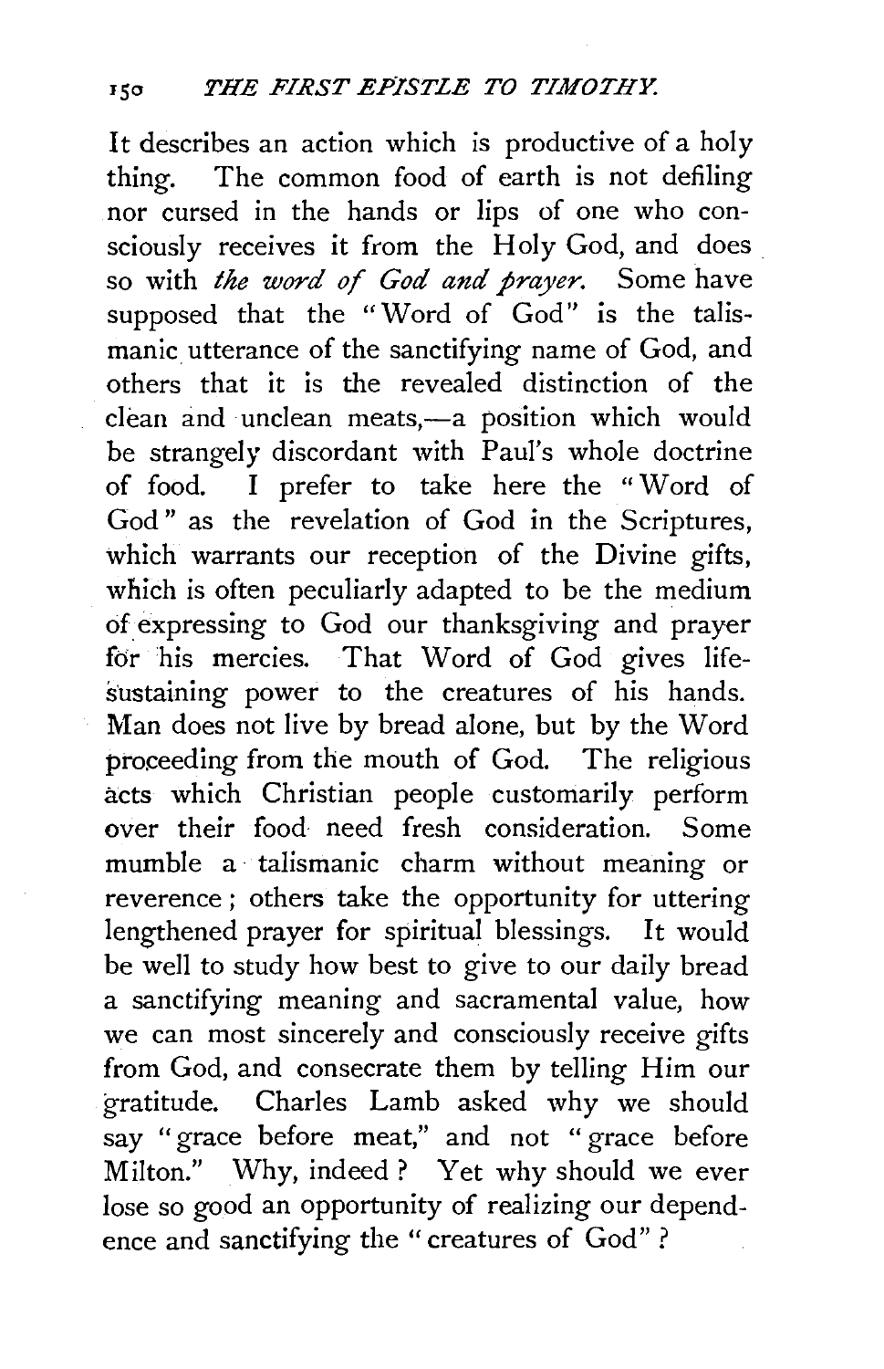It describes an action which is productive of a holy thing. The common food of earth is not defiling nor cursed in the hands or lips of one who consciously receives it from the Holy God, and does so with *the word of God and prayer.* Some have supposed that the "Word of God" is the talismanic utterance of the sanctifying name of God, and others that it is the revealed distinction of the clean and unclean meats,—a position which would be strangely discordant with Paul's whole doctrine of food. I prefer to take here the "Word of God" as the revelation of God in the Scriptures, which warrants our reception of the Divine gifts, which is often peculiarly adapted to be the medium of expressing to God our thanksgiving and prayer for his mercies. That Word of God gives life-sustaining power to the creatures of his hands. Man does not live by bread alone, but by the Word proceeding from the mouth of God. The religious acts which Christian people customarily perform over their food need fresh consideration. Some mumble a talismanic charm without meaning or reverence; others take the opportunity for uttering lengthened prayer for spiritual blessings. It would be well to study how best to give to our daily bread a sanctifying meaning and sacramental value, how we can most sincerely and consciously receive gifts from God, and consecrate them by telling Him our gratitude. Charles Lamb asked why we should say "grace before meat," and not "grace before Milton." Why, indeed? Yet why should we ever lose so good an opportunity of realizing our dependence and sanctifying the "creatures of God"?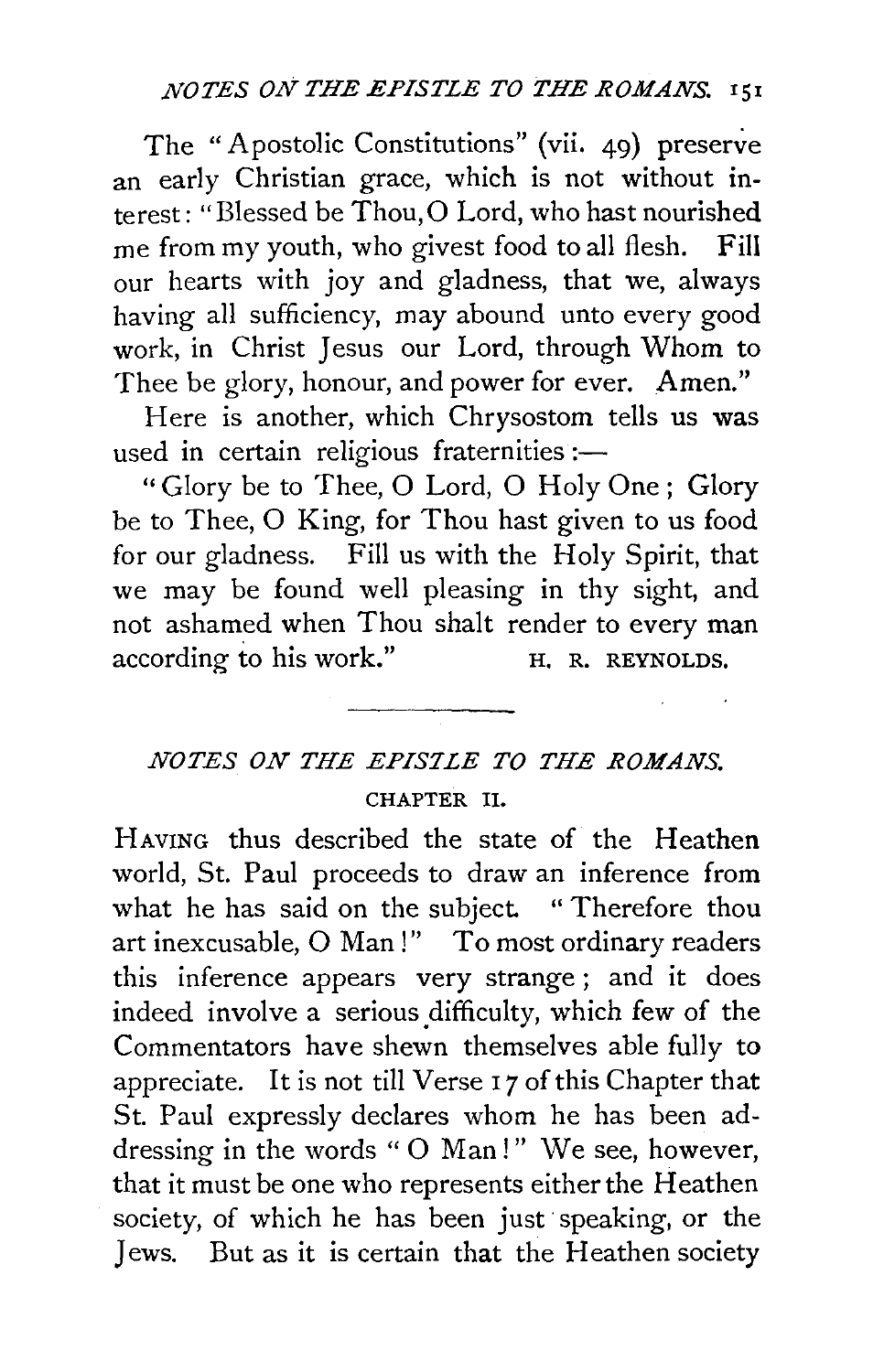The "Apostolic Constitutions" (vii. 49) preserve an early Christian grace, which is not without interest: "Blessed be Thou, O Lord, who hast nourished me from my youth, who givest food to all flesh. Fill our hearts with joy and gladness, that we, always having all sufficiency, may abound unto every good work, in Christ Jesus our Lord, through Whom to Thee be glory, honour, and power for ever. Amen."

Here is another, which Chrysostom tells us was used in certain religious fraternities:—

"Glory be to Thee, O Lord, O Holy One; Glory be to Thee, O King, for Thou hast given to us food for our gladness. Fill us with the Holy Spirit, that we may be found well pleasing in thy sight, and not ashamed when Thou shalt render to every man according to his work."

H. R. REYNOLDS.

---

## *NOTES ON THE EPISTLE TO THE ROMANS.*

### CHAPTER II.

HAVING thus described the state of the Heathen world, St. Paul proceeds to draw an inference from what he has said on the subject. "Therefore thou art inexcusable, O Man!" To most ordinary readers this inference appears very strange; and it does indeed involve a serious difficulty, which few of the Commentators have shewn themselves able fully to appreciate. It is not till Verse 17 of this Chapter that St. Paul expressly declares whom he has been addressing in the words "O Man!" We see, however, that it must be one who represents either the Heathen society, of which he has been just speaking, or the Jews. But as it is certain that the Heathen society